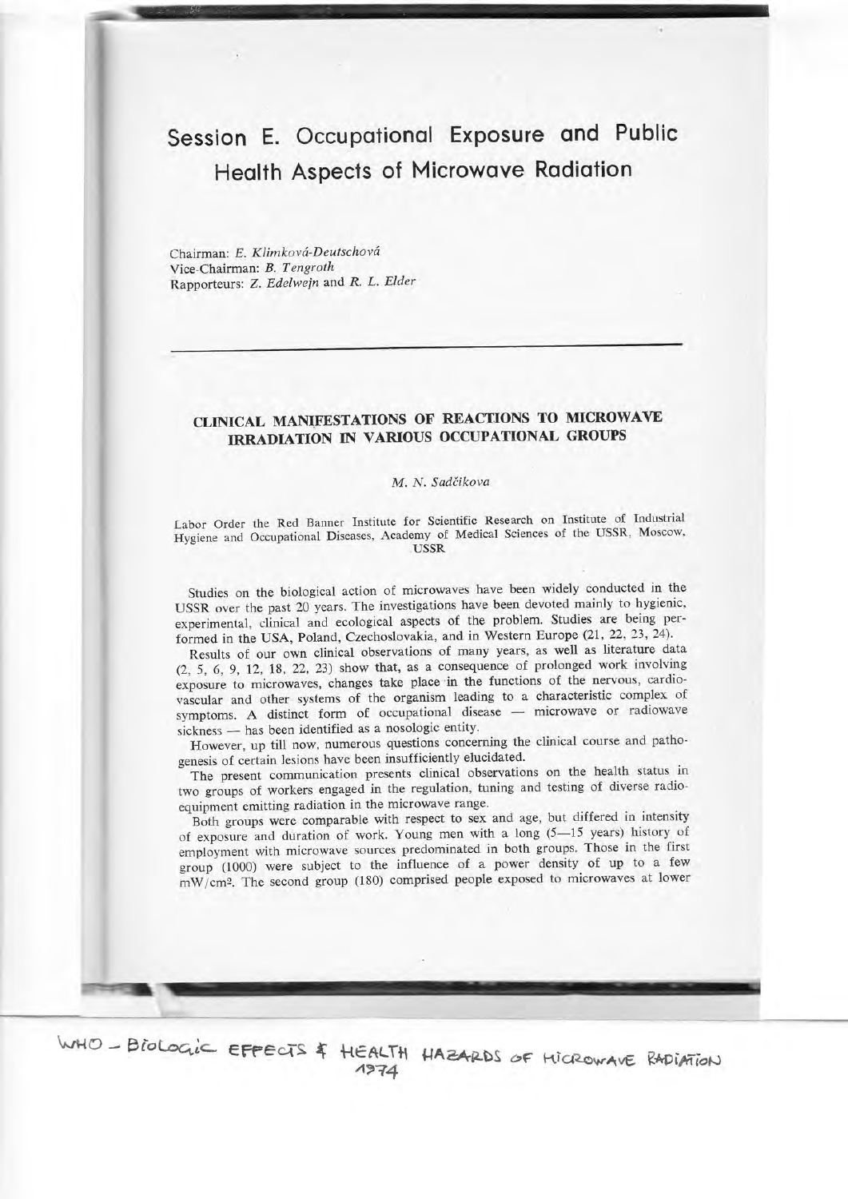# Session E. Occupational Exposure and Public Health Aspects of Microwave Radiation

Chairman: *E. Klimková-Deutschová*
Vice-Chairman: *B. Tengroth*
Rapporteurs: *Z. Edelwejn* and *R. L. Elder*

---

## CLINICAL MANIFESTATIONS OF REACTIONS TO MICROWAVE IRRADIATION IN VARIOUS OCCUPATIONAL GROUPS

*M. N. Sadčikova*

Labor Order the Red Banner Institute for Scientific Research on Institute of Industrial Hygiene and Occupational Diseases, Academy of Medical Sciences of the USSR, Moscow, USSR

Studies on the biological action of microwaves have been widely conducted in the USSR over the past 20 years. The investigations have been devoted mainly to hygienic, experimental, clinical and ecological aspects of the problem. Studies are being performed in the USA, Poland, Czechoslovakia, and in Western Europe (21, 22, 23, 24).

Results of our own clinical observations of many years, as well as literature data (2, 5, 6, 9, 12, 18, 22, 23) show that, as a consequence of prolonged work involving exposure to microwaves, changes take place in the functions of the nervous, cardiovascular and other systems of the organism leading to a characteristic complex of symptoms. A distinct form of occupational disease — microwave or radiowave sickness — has been identified as a nosologic entity.

However, up till now, numerous questions concerning the clinical course and pathogenesis of certain lesions have been insufficiently elucidated.

The present communication presents clinical observations on the health status in two groups of workers engaged in the regulation, tuning and testing of diverse radioequipment emitting radiation in the microwave range.

Both groups were comparable with respect to sex and age, but differed in intensity of exposure and duration of work. Young men with a long (5—15 years) history of employment with microwave sources predominated in both groups. Those in the first group (1000) were subject to the influence of a power density of up to a few mW/cm². The second group (180) comprised people exposed to microwaves at lower

WHO - Biologic Effects & Health Hazards of Microwave Radiation 1974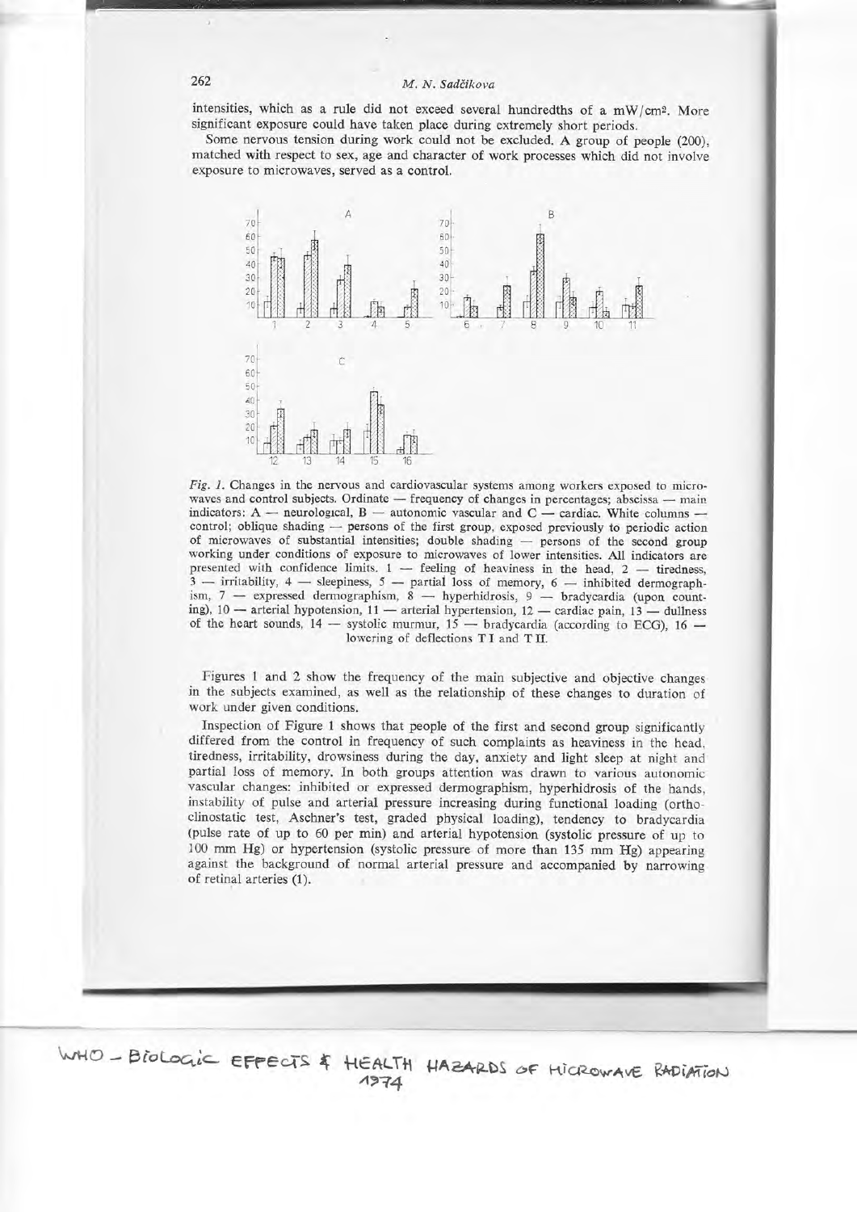intensities, which as a rule did not exceed several hundredths of a mW/cm². More significant exposure could have taken place during extremely short periods.

Some nervous tension during work could not be excluded. A group of people (200), matched with respect to sex, age and character of work processes which did not involve exposure to microwaves, served as a control.

*Fig. 1.* Changes in the nervous and cardiovascular systems among workers exposed to microwaves and control subjects. Ordinate — frequency of changes in percentages; abscissa — main indicators: A — neurological, B — autonomic vascular and C — cardiac. White columns — control; oblique shading — persons of the first group, exposed previously to periodic action of microwaves of substantial intensities; double shading — persons of the second group working under conditions of exposure to microwaves of lower intensities. All indicators are presented with confidence limits. 1 — feeling of heaviness in the head, 2 — tiredness, 3 — irritability, 4 — sleepiness, 5 — partial loss of memory, 6 — inhibited dermographism, 7 — expressed dermographism, 8 — hyperhidrosis, 9 — bradycardia (upon counting), 10 — arterial hypotension, 11 — arterial hypertension, 12 — cardiac pain, 13 — dullness of the heart sounds, 14 — systolic murmur, 15 — bradycardia (according to ECG), 16 — lowering of deflections T I and T II.

Figures 1 and 2 show the frequency of the main subjective and objective changes in the subjects examined, as well as the relationship of these changes to duration of work under given conditions.

Inspection of Figure 1 shows that people of the first and second group significantly differed from the control in frequency of such complaints as heaviness in the head, tiredness, irritability, drowsiness during the day, anxiety and light sleep at night and partial loss of memory. In both groups attention was drawn to various autonomic vascular changes: inhibited or expressed dermographism, hyperhidrosis of the hands, instability of pulse and arterial pressure increasing during functional loading (orthoclinostatic test, Aschner's test, graded physical loading), tendency to bradycardia (pulse rate of up to 60 per min) and arterial hypotension (systolic pressure of up to 100 mm Hg) or hypertension (systolic pressure of more than 135 mm Hg) appearing against the background of normal arterial pressure and accompanied by narrowing of retinal arteries (1).

WHO – Biologic Effects & Health Hazards of Microwave Radiation 1974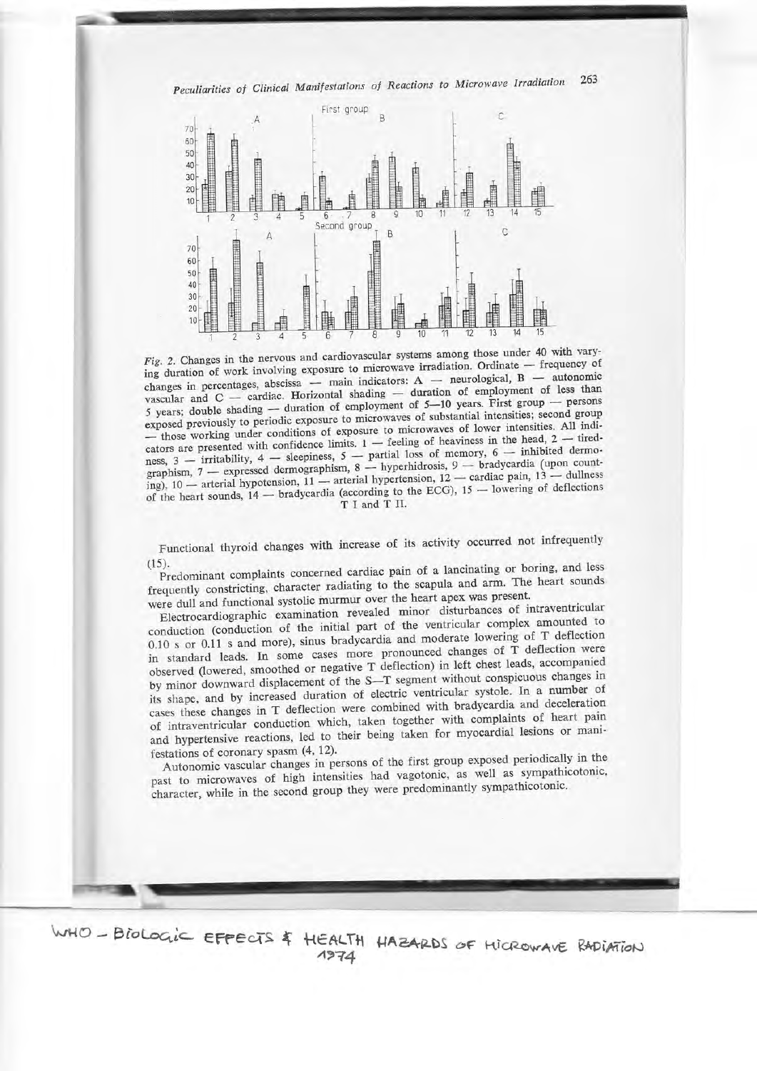*Fig. 2.* Changes in the nervous and cardiovascular systems among those under 40 with varying duration of work involving exposure to microwave irradiation. Ordinate — frequency of changes in percentages, abscissa — main indicators: A — neurological, B — autonomic vascular and C — cardiac. Horizontal shading — duration of employment of less than 5 years; double shading — duration of employment of 5—10 years. First group — persons exposed previously to periodic exposure to microwaves of substantial intensities; second group — those working under conditions of exposure to microwaves of lower intensities. All indicators are presented with confidence limits. 1 — feeling of heaviness in the head, 2 — tiredness, 3 — irritability, 4 — sleepiness, 5 — partial loss of memory, 6 — inhibited dermographism, 7 — expressed dermographism, 8 — hyperhidrosis, 9 — bradycardia (upon counting), 10 — arterial hypotension, 11 — arterial hypertension, 12 — cardiac pain, 13 — dullness of the heart sounds, 14 — bradycardia (according to the ECG), 15 — lowering of deflections T I and T II.

Functional thyroid changes with increase of its activity occurred not infrequently (15).

Predominant complaints concerned cardiac pain of a lancinating or boring, and less frequently constricting, character radiating to the scapula and arm. The heart sounds were dull and functional systolic murmur over the heart apex was present.

Electrocardiographic examination revealed minor disturbances of intraventricular conduction (conduction of the initial part of the ventricular complex amounted to 0.10 s or 0.11 s and more), sinus bradycardia and moderate lowering of T deflection in standard leads. In some cases more pronounced changes of T deflection were observed (lowered, smoothed or negative T deflection) in left chest leads, accompanied by minor downward displacement of the S—T segment without conspicuous changes in its shape, and by increased duration of electric ventricular systole. In a number of cases these changes in T deflection were combined with bradycardia and deceleration of intraventricular conduction which, taken together with complaints of heart pain and hypertensive reactions, led to their being taken for myocardial lesions or manifestations of coronary spasm (4, 12).

Autonomic vascular changes in persons of the first group exposed periodically in the past to microwaves of high intensities had vagotonic, as well as sympathicotonic, character, while in the second group they were predominantly sympathicotonic.

WHO – BIOLOGIC EFFECTS & HEALTH HAZARDS OF MICROWAVE RADIATION 1974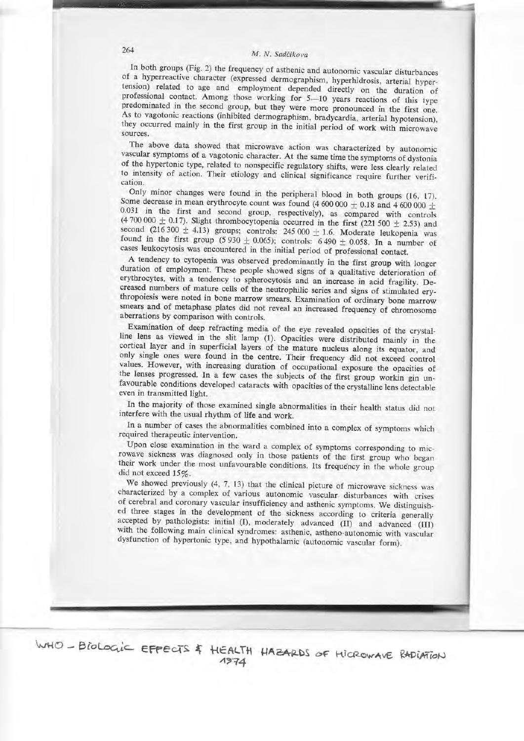In both groups (Fig. 2) the frequency of asthenic and autonomic vascular disturbances of a hyperreactive character (expressed dermographism, hyperhidrosis, arterial hypertension) related to age and employment depended directly on the duration of professional contact. Among those working for 5—10 years reactions of this type predominated in the second group, but they were more pronounced in the first one. As to vagotonic reactions (inhibited dermographism, bradycardia, arterial hypotension), they occurred mainly in the first group in the initial period of work with microwave sources.

The above data showed that microwave action was characterized by autonomic vascular symptoms of a vagotonic character. At the same time the symptoms of dystonia of the hypertonic type, related to nonspecific regulatory shifts, were less clearly related to intensity of action. Their etiology and clinical significance require further verification.

Only minor changes were found in the peripheral blood in both groups (16, 17). Some decrease in mean erythrocyte count was found (4 600 000 $\pm$ 0.18 and 4 600 000 $\pm$ 0.031 in the first and second group, respectively), as compared with controls (4 700 000 $\pm$ 0.17). Slight thrombocytopenia occurred in the first (221 500 $\pm$ 2.53) and second (216 300 $\pm$ 4.13) groups; controls: 245 000 $\pm$ 1.6. Moderate leukopenia was found in the first group (5 930 $\pm$ 0.065); controls: 6 490 $\pm$ 0.058. In a number of cases leukocytosis was encountered in the initial period of professional contact.

A tendency to cytopenia was observed predominantly in the first group with longer duration of employment. These people showed signs of a qualitative deterioration of erythrocytes, with a tendency to spherocytosis and an increase in acid fragility. Decreased numbers of mature cells of the neutrophilic series and signs of stimulated erythropoiesis were noted in bone marrow smears. Examination of ordinary bone marrow smears and of metaphase plates did not reveal an increased frequency of chromosome aberrations by comparison with controls.

Examination of deep refracting media of the eye revealed opacities of the crystalline lens as viewed in the slit lamp (1). Opacities were distributed mainly in the cortical layer and in superficial layers of the mature nucleus along its equator, and only single ones were found in the centre. Their frequency did not exceed control values. However, with increasing duration of occupational exposure the opacities of the lenses progressed. In a few cases the subjects of the first group workin gin unfavourable conditions developed cataracts with opacities of the crystalline lens detectable even in transmitted light.

In the majority of those examined single abnormalities in their health status did not interfere with the usual rhythm of life and work.

In a number of cases the abnormalities combined into a complex of symptoms which required therapeutic intervention.

Upon close examination in the ward a complex of symptoms corresponding to microwave sickness was diagnosed only in those patients of the first group who began their work under the most unfavourable conditions. Its frequency in the whole group did not exceed 15%.

We showed previously (4, 7, 13) that the clinical picture of microwave sickness was characterized by a complex of various autonomic vascular disturbances with crises of cerebral and coronary vascular insufficiency and asthenic symptoms. We distinguished three stages in the development of the sickness according to criteria generally accepted by pathologists: initial (I), moderately advanced (II) and advanced (III) with the following main clinical syndromes: asthenic, astheno-autonomic with vascular dysfunction of hypertonic type, and hypothalamic (autonomic vascular form).

WHO – BIOLOGIC EFFECTS & HEALTH HAZARDS OF MICROWAVE RADIATION 1974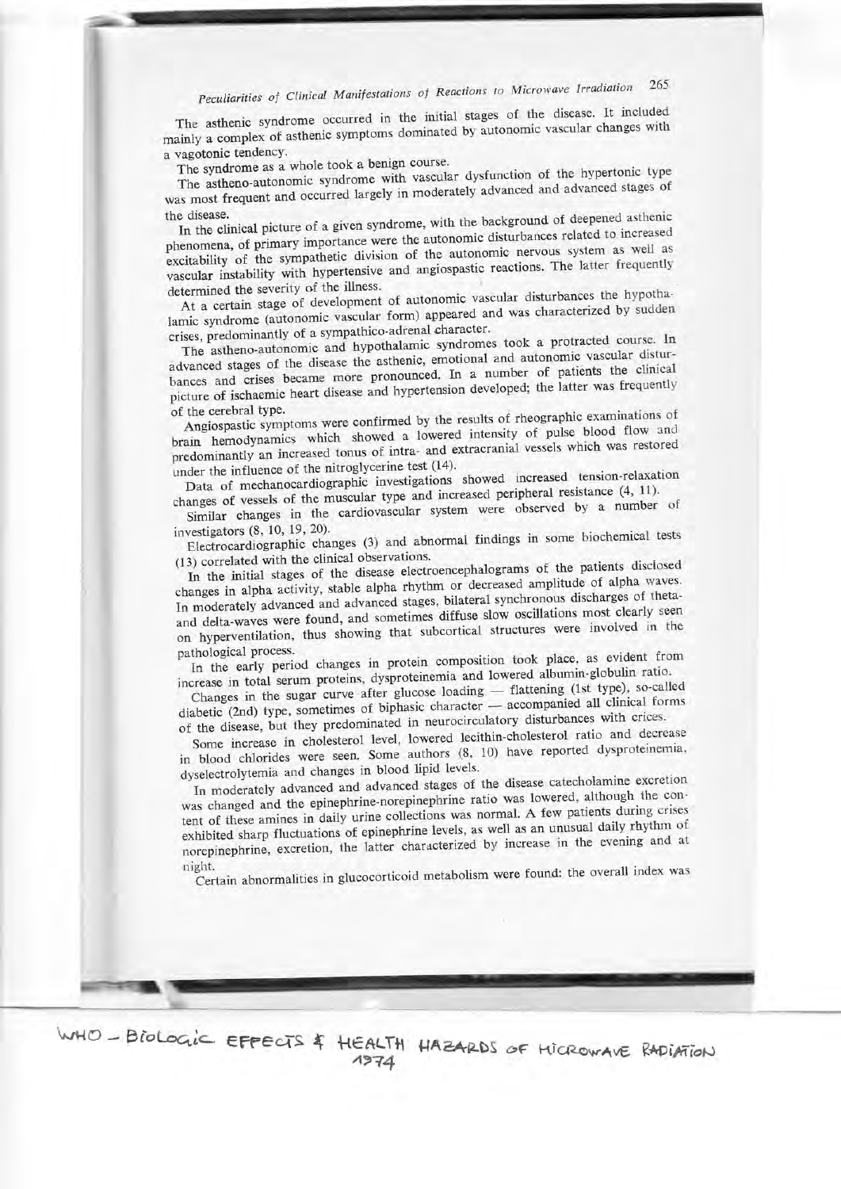The asthenic syndrome occurred in the initial stages of the disease. It included mainly a complex of asthenic symptoms dominated by autonomic vascular changes with a vagotonic tendency.

The syndrome as a whole took a benign course.

The astheno-autonomic syndrome with vascular dysfunction of the hypertonic type was most frequent and occurred largely in moderately advanced and advanced stages of the disease.

In the clinical picture of a given syndrome, with the background of deepened asthenic phenomena, of primary importance were the autonomic disturbances related to increased excitability of the sympathetic division of the autonomic nervous system as well as vascular instability with hypertensive and angiospastic reactions. The latter frequently determined the severity of the illness.

At a certain stage of development of autonomic vascular disturbances the hypothalamic syndrome (autonomic vascular form) appeared and was characterized by sudden crises, predominantly of a sympathico-adrenal character.

The astheno-autonomic and hypothalamic syndromes took a protracted course. In advanced stages of the disease the asthenic, emotional and autonomic vascular disturbances and crises became more pronounced. In a number of patients the clinical picture of ischaemic heart disease and hypertension developed; the latter was frequently of the cerebral type.

Angiospastic symptoms were confirmed by the results of rheographic examinations of brain hemodynamics which showed a lowered intensity of pulse blood flow and predominantly an increased tonus of intra- and extracranial vessels which was restored under the influence of the nitroglycerine test (14).

Data of mechanocardiographic investigations showed increased tension-relaxation changes of vessels of the muscular type and increased peripheral resistance (4, 11).

Similar changes in the cardiovascular system were observed by a number of investigators (8, 10, 19, 20).

Electrocardiographic changes (3) and abnormal findings in some biochemical tests (13) correlated with the clinical observations.

In the initial stages of the disease electroencephalograms of the patients disclosed changes in alpha activity, stable alpha rhythm or decreased amplitude of alpha waves. In moderately advanced and advanced stages, bilateral synchronous discharges of theta- and delta-waves were found, and sometimes diffuse slow oscillations most clearly seen on hyperventilation, thus showing that subcortical structures were involved in the pathological process.

In the early period changes in protein composition took place, as evident from increase in total serum proteins, dysproteinemia and lowered albumin-globulin ratio.

Changes in the sugar curve after glucose loading — flattening (1st type), so-called diabetic (2nd) type, sometimes of biphasic character — accompanied all clinical forms of the disease, but they predominated in neurocirculatory disturbances with crices.

Some increase in cholesterol level, lowered lecithin-cholesterol ratio and decrease in blood chlorides were seen. Some authors (8, 10) have reported dysproteinemia, dyselectrolytemia and changes in blood lipid levels.

In moderately advanced and advanced stages of the disease catecholamine excretion was changed and the epinephrine-norepinephrine ratio was lowered, although the content of these amines in daily urine collections was normal. A few patients during crises exhibited sharp fluctuations of epinephrine levels, as well as an unusual daily rhythm of norepinephrine, excretion, the latter characterized by increase in the evening and at night.

Certain abnormalities in glucocorticoid metabolism were found: the overall index was

WHO – BIOLOGIC EFFECTS & HEALTH HAZARDS OF MICROWAVE RADIATION 1974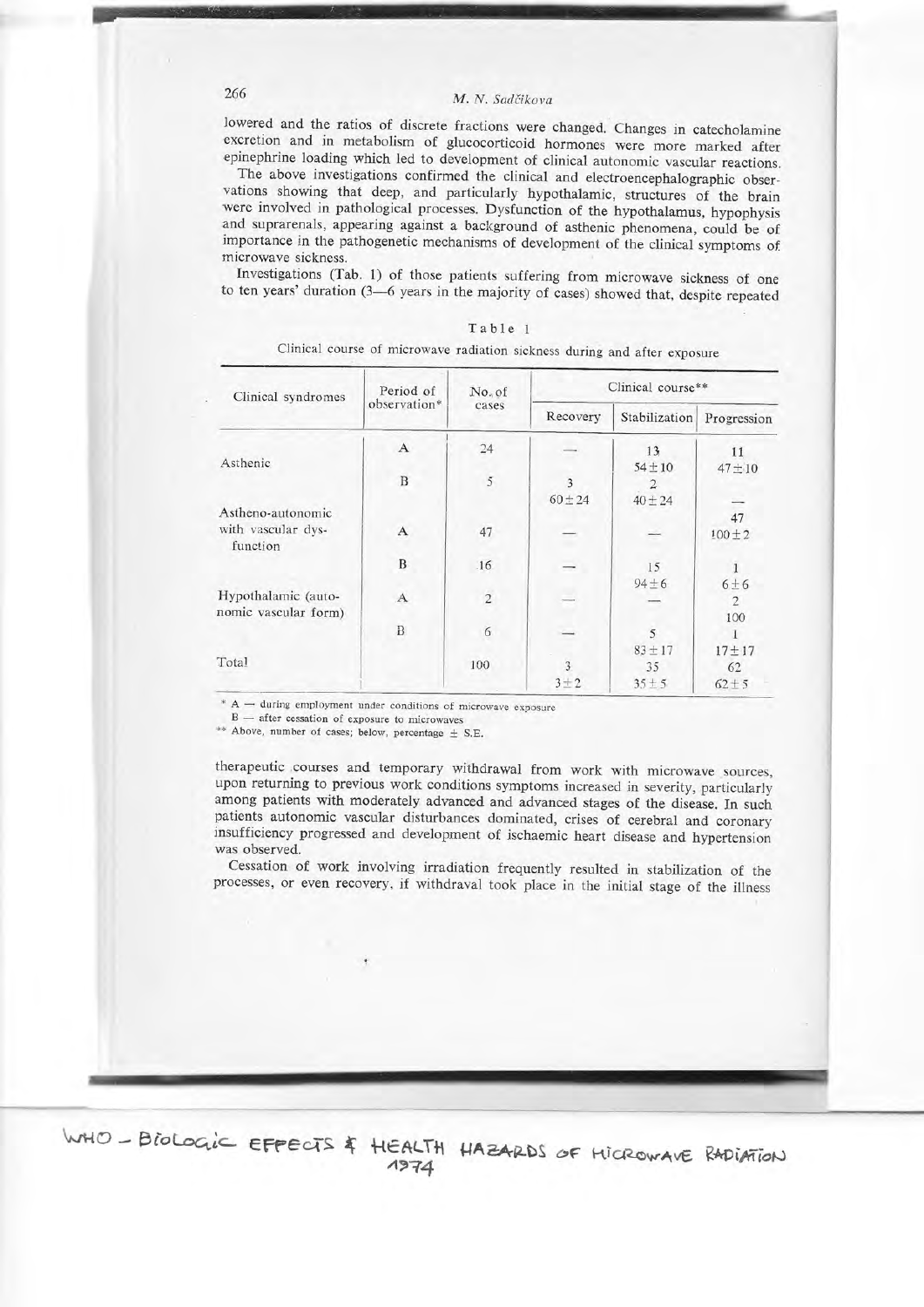lowered and the ratios of discrete fractions were changed. Changes in catecholamine excretion and in metabolism of glucocorticoid hormones were more marked after epinephrine loading which led to development of clinical autonomic vascular reactions.

The above investigations confirmed the clinical and electroencephalographic observations showing that deep, and particularly hypothalamic, structures of the brain were involved in pathological processes. Dysfunction of the hypothalamus, hypophysis and suprarenals, appearing against a background of asthenic phenomena, could be of importance in the pathogenetic mechanisms of development of the clinical symptoms of microwave sickness.

Investigations (Tab. 1) of those patients suffering from microwave sickness of one to ten years' duration (3—6 years in the majority of cases) showed that, despite repeated

Table 1

Clinical course of microwave radiation sickness during and after exposure

| Clinical syndromes | Period of observation* | No. of cases | Clinical course** | | |
|---|---|---|---|---|---|
| | | | Recovery | Stabilization | Progression |
| Asthenic | A | 24 | — | 13<br>54 ± 10 | 11<br>47 ± 10 |
| | B | 5 | 3<br>60 ± 24 | 2<br>40 ± 24 | — |
| Astheno-autonomic with vascular dysfunction | A | 47 | — | — | 47<br>100 ± 2 |
| | B | 16 | — | 15<br>94 ± 6 | 1<br>6 ± 6 |
| Hypothalamic (autonomic vascular form) | A | 2 | — | — | 2<br>100 |
| | B | 6 | — | 5<br>83 ± 17 | 1<br>17 ± 17 |
| Total | | 100 | 3<br>3 ± 2 | 35<br>35 ± 5 | 62<br>62 ± 5 |

\* A — during employment under conditions of microwave exposure
B — after cessation of exposure to microwaves
\*\* Above, number of cases; below, percentage ± S.E.

therapeutic courses and temporary withdrawal from work with microwave sources, upon returning to previous work conditions symptoms increased in severity, particularly among patients with moderately advanced and advanced stages of the disease. In such patients autonomic vascular disturbances dominated, crises of cerebral and coronary insufficiency progressed and development of ischaemic heart disease and hypertension was observed.

Cessation of work involving irradiation frequently resulted in stabilization of the processes, or even recovery, if withdraval took place in the initial stage of the illness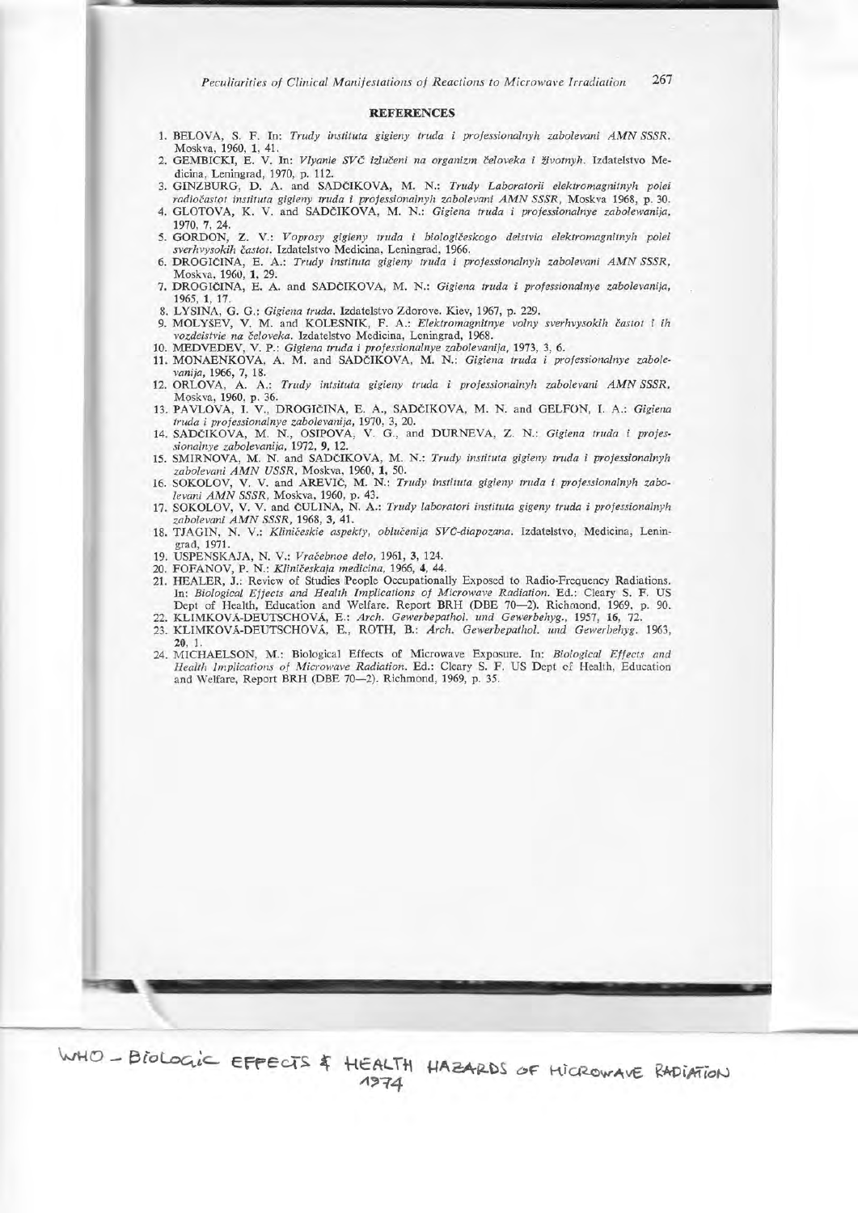## REFERENCES

1. BELOVA, S. F. In: *Trudy instituta gigieny truda i professionalnyh zabolevani AMN SSSR*, Moskva, 1960, **1**, 41.
2. GEMBICKI, E. V. In: *Vlyanie SVČ izlučeni na organizm čeloveka i životnyh*. Izdatelstvo Medicina, Leningrad, 1970, p. 112.
3. GINZBURG, D. A. and SADČIKOVA, M. N.: *Trudy Laboratorii elektromagnitnyh polei radiočastot instituta gigieny truda i professionalnyh zabolevani AMN SSSR*, Moskva 1968, p. 30.
4. GLOTOVA, K. V. and SADČIKOVA, M. N.: *Gigiena truda i professionalnye zabolewanija*, 1970, **7**, 24.
5. GORDON, Z. V.: *Voprosy gigieny truda i biologičeskogo deistvia elektromagnitnyh polei sverhvysokih častot*. Izdatelstvo Medicina, Leningrad, 1966.
6. DROGIČINA, E. A.: *Trudy instituta gigieny truda i professionalnyh zabolevani AMN SSSR*, Moskva, 1960, **1**, 29.
7. DROGIČINA, E. A. and SADČIKOVA, M. N.: *Gigiena truda i professionalnye zabolevanija*, 1965, **1**, 17.
8. LYSINA, G. G.: *Gigiena truda*. Izdatelstvo Zdorove. Kiev, 1967, p. 229.
9. MOLYŠEV, V. M. and KOLESNIK, F. A.: *Elektromagnitnye volny sverhvysokih častot i ih vozdeistvie na čeloveka*. Izdatelstvo Medicina, Leningrad, 1968.
10. MEDVEDEV, V. P.: *Gigiena truda i professionalnye zabolevanija*, 1973, **3**, 6.
11. MONAENKOVA, A. M. and SADČIKOVA, M. N.: *Gigiena truda i professionalnye zabolevanija*, 1966, **7**, 18.
12. ORLOVA, A. A.: *Trudy intsituta gigieny truda i professionalnyh zabolevani AMN SSSR*, Moskva, 1960, p. 36.
13. PAVLOVA, I. V., DROGIČINA, E. A., SADČIKOVA, M. N. and GELFON, I. A.: *Gigiena truda i professionalnye zabolevanija*, 1970, **3**, 20.
14. SADČIKOVA, M. N., OSIPOVA, V. G., and DURNEVA, Z. N.: *Gigiena truda i professionalnye zabolevanija*, 1972, **9**, 12.
15. SMIRNOVA, M. N. and SADČIKOVA, M. N.: *Trudy instituta gigieny truda i professionalnyh zabolevani AMN USSR*, Moskva, 1960, **1**, 50.
16. SOKOLOV, V. V. and AREVIČ, M. N.: *Trudy instituta gigieny truda i professionalnyh zabolevani AMN SSSR*, Moskva, 1960, p. 43.
17. SOKOLOV, V. V. and ČULINA, N. A.: *Trudy laboratori instituta gigeny truda i professionalnyh zabolevani AMN SSSR*, 1968, **3**, 41.
18. TJAGIN, N. V.: *Kliničeskie aspekty, oblučenija SVČ-diapozana*. Izdatelstvo, Medicina, Leningrad, 1971.
19. USPENSKAJA, N. V.: *Vračebnoe delo*, 1961, **3**, 124.
20. FOFANOV, P. N.: *Kliničeskaja medicina*, 1966, **4**, 44.
21. HEALER, J.: Review of Studies People Occupationally Exposed to Radio-Frequency Radiations. In: *Biological Effects and Health Implications of Microwave Radiation*. Ed.: Cleary S. F. US Dept of Health, Education and Welfare. Report BRH (DBE 70—2). Richmond, 1969, p. 90.
22. KLIMKOVÁ-DEUTSCHOVÁ, E.: *Arch. Gewerbepathol. und Gewerbehyg.*, 1957, **16**, 72.
23. KLIMKOVÁ-DEUTSCHOVÁ, E., ROTH, B.: *Arch. Gewerbepathol. und Gewerbehyg.* 1963, **20**, 1.
24. MICHAELSON, M.: Biological Effects of Microwave Exposure. In: *Biological Effects and Health Implications of Microwave Radiation*. Ed.: Cleary S. F. US Dept of Health, Education and Welfare, Report BRH (DBE 70—2). Richmond, 1969, p. 35.

WHO – BIOLOGIC EFFECTS & HEALTH HAZARDS OF MICROWAVE RADIATION 1974